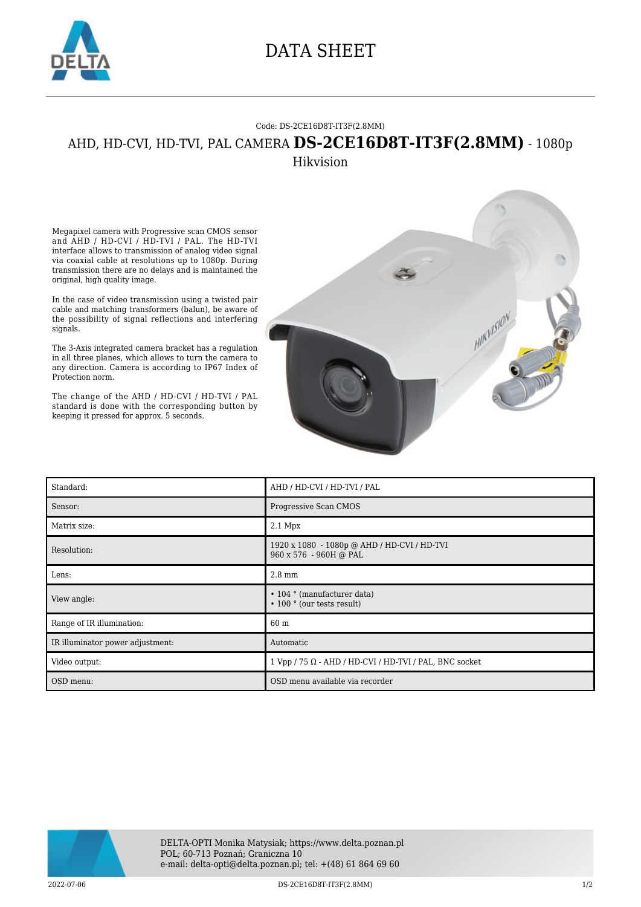# DATA SHEET

Code: DS-2CE16D8T-IT3F(2.8MM)

## AHD, HD-CVI, HD-TVI, PAL CAMERA **DS-2CE16D8T-IT3F(2.8MM)** - 1080p

Hikvision

Megapixel camera with Progressive scan CMOS sensor and AHD / HD-CVI / HD-TVI / PAL. The HD-TVI interface allows to transmission of analog video signal via coaxial cable at resolutions up to 1080p. During transmission there are no delays and is maintained the original, high quality image.

In the case of video transmission using a twisted pair cable and matching transformers (balun), be aware of the possibility of signal reflections and interfering signals.

The 3-Axis integrated camera bracket has a regulation in all three planes, which allows to turn the camera to any direction. Camera is according to IP67 Index of Protection norm.

The change of the AHD / HD-CVI / HD-TVI / PAL standard is done with the corresponding button by keeping it pressed for approx. 5 seconds.

| | |
|---|---|
| Standard: | AHD / HD-CVI / HD-TVI / PAL |
| Sensor: | Progressive Scan CMOS |
| Matrix size: | 2.1 Mpx |
| Resolution: | 1920 x 1080 - 1080p @ AHD / HD-CVI / HD-TVI<br>960 x 576 - 960H @ PAL |
| Lens: | 2.8 mm |
| View angle: | • 104 ° (manufacturer data)<br>• 100 ° (our tests result) |
| Range of IR illumination: | 60 m |
| IR illuminator power adjustment: | Automatic |
| Video output: | 1 Vpp / 75 Ω - AHD / HD-CVI / HD-TVI / PAL, BNC socket |
| OSD menu: | OSD menu available via recorder |

DELTA-OPTI Monika Matysiak; https://www.delta.poznan.pl
POL; 60-713 Poznań; Graniczna 10
e-mail: delta-opti@delta.poznan.pl; tel: +(48) 61 864 69 60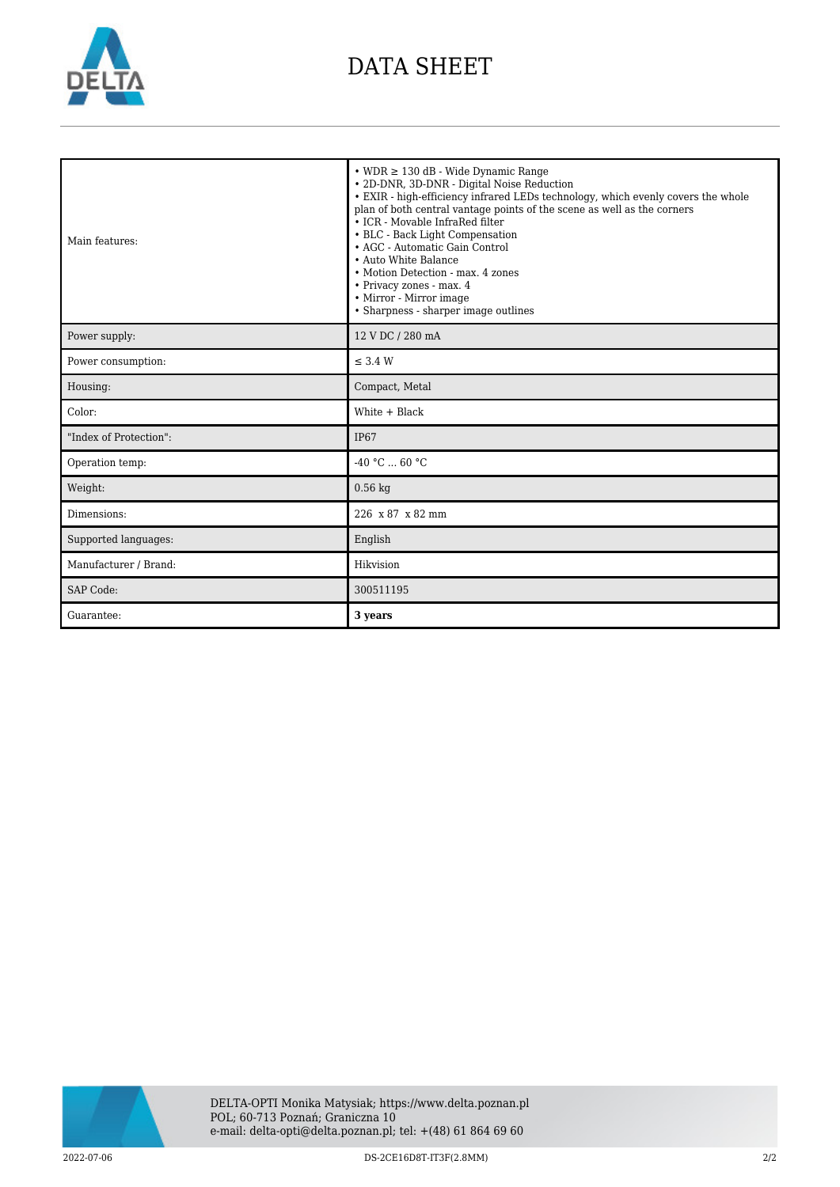# DATA SHEET

| | |
|---|---|
| Main features: | • WDR ≥ 130 dB - Wide Dynamic Range<br>• 2D-DNR, 3D-DNR - Digital Noise Reduction<br>• EXIR - high-efficiency infrared LEDs technology, which evenly covers the whole plan of both central vantage points of the scene as well as the corners<br>• ICR - Movable InfraRed filter<br>• BLC - Back Light Compensation<br>• AGC - Automatic Gain Control<br>• Auto White Balance<br>• Motion Detection - max. 4 zones<br>• Privacy zones - max. 4<br>• Mirror - Mirror image<br>• Sharpness - sharper image outlines |
| Power supply: | 12 V DC / 280 mA |
| Power consumption: | ≤ 3.4 W |
| Housing: | Compact, Metal |
| Color: | White + Black |
| "Index of Protection": | IP67 |
| Operation temp: | -40 °C ... 60 °C |
| Weight: | 0.56 kg |
| Dimensions: | 226 x 87 x 82 mm |
| Supported languages: | English |
| Manufacturer / Brand: | Hikvision |
| SAP Code: | 300511195 |
| Guarantee: | **3 years** |

DELTA-OPTI Monika Matysiak; https://www.delta.poznan.pl
POL; 60-713 Poznań; Graniczna 10
e-mail: delta-opti@delta.poznan.pl; tel: +(48) 61 864 69 60

2022-07-06 DS-2CE16D8T-IT3F(2.8MM)